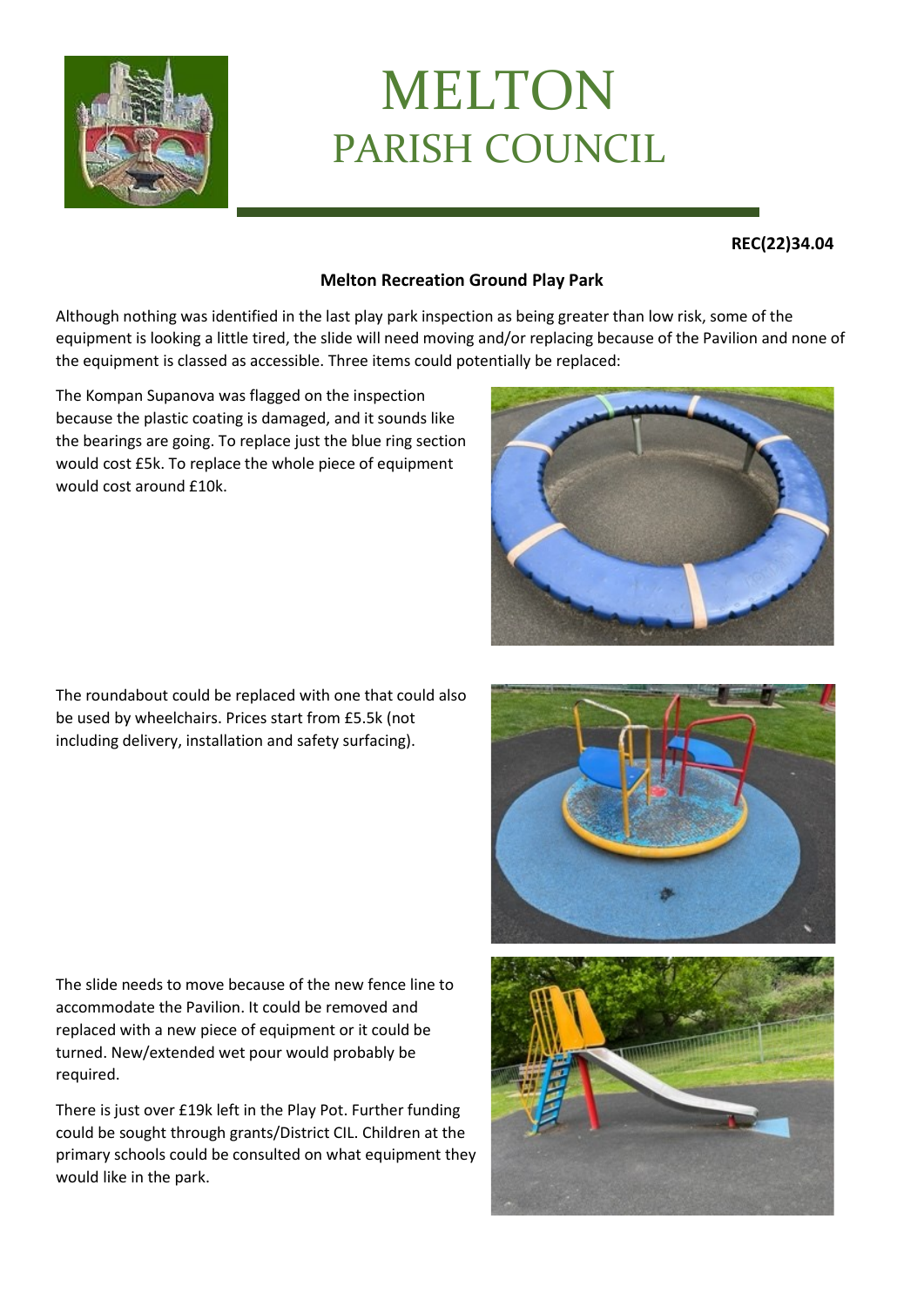# MELTON
## PARISH COUNCIL

**REC(22)34.04**

**Melton Recreation Ground Play Park**

Although nothing was identified in the last play park inspection as being greater than low risk, some of the equipment is looking a little tired, the slide will need moving and/or replacing because of the Pavilion and none of the equipment is classed as accessible. Three items could potentially be replaced:

The Kompan Supanova was flagged on the inspection because the plastic coating is damaged, and it sounds like the bearings are going. To replace just the blue ring section would cost £5k. To replace the whole piece of equipment would cost around £10k.

The roundabout could be replaced with one that could also be used by wheelchairs. Prices start from £5.5k (not including delivery, installation and safety surfacing).

The slide needs to move because of the new fence line to accommodate the Pavilion. It could be removed and replaced with a new piece of equipment or it could be turned. New/extended wet pour would probably be required.

There is just over £19k left in the Play Pot. Further funding could be sought through grants/District CIL. Children at the primary schools could be consulted on what equipment they would like in the park.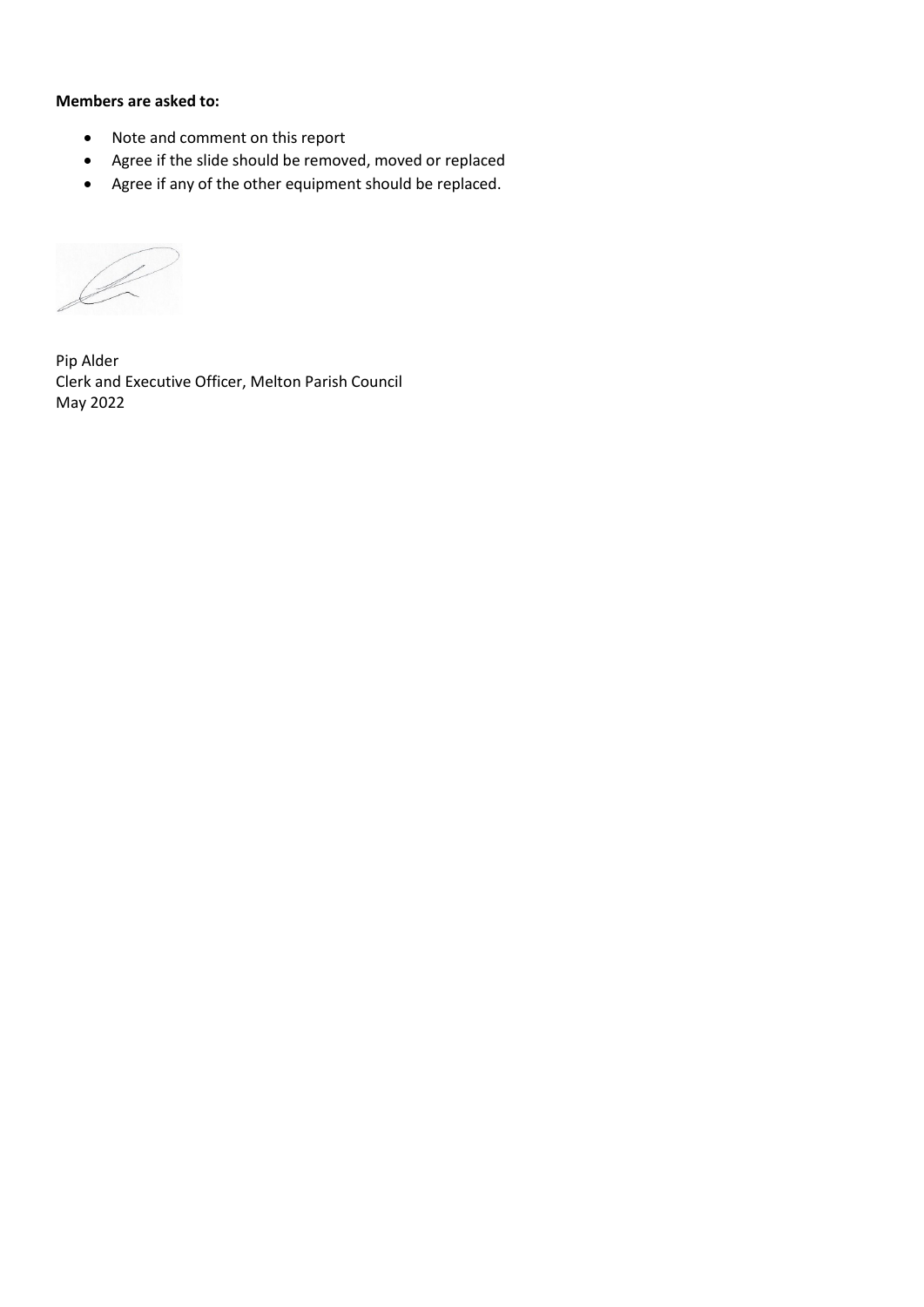**Members are asked to:**

- Note and comment on this report
- Agree if the slide should be removed, moved or replaced
- Agree if any of the other equipment should be replaced.

Pip Alder
Clerk and Executive Officer, Melton Parish Council
May 2022